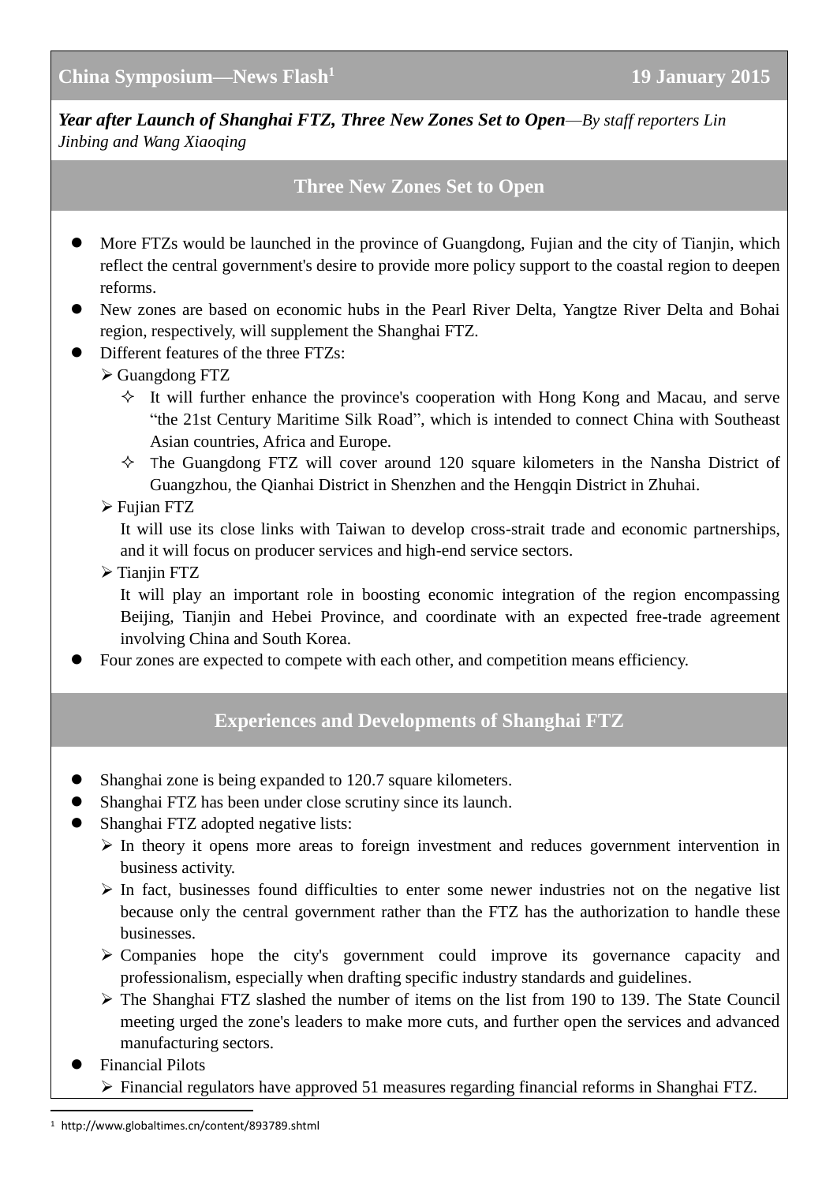# China Symposium—News Flash[1] 19 January 2015

***Year after Launch of Shanghai FTZ, Three New Zones Set to Open****—By staff reporters Lin Jinbing and Wang Xiaoqing*

## Three New Zones Set to Open

- More FTZs would be launched in the province of Guangdong, Fujian and the city of Tianjin, which reflect the central government's desire to provide more policy support to the coastal region to deepen reforms.
- New zones are based on economic hubs in the Pearl River Delta, Yangtze River Delta and Bohai region, respectively, will supplement the Shanghai FTZ.
- Different features of the three FTZs:
  - Guangdong FTZ
    - It will further enhance the province's cooperation with Hong Kong and Macau, and serve "the 21st Century Maritime Silk Road", which is intended to connect China with Southeast Asian countries, Africa and Europe.
    - The Guangdong FTZ will cover around 120 square kilometers in the Nansha District of Guangzhou, the Qianhai District in Shenzhen and the Hengqin District in Zhuhai.
  - Fujian FTZ

    It will use its close links with Taiwan to develop cross-strait trade and economic partnerships, and it will focus on producer services and high-end service sectors.
  - Tianjin FTZ

    It will play an important role in boosting economic integration of the region encompassing Beijing, Tianjin and Hebei Province, and coordinate with an expected free-trade agreement involving China and South Korea.
- Four zones are expected to compete with each other, and competition means efficiency.

## Experiences and Developments of Shanghai FTZ

- Shanghai zone is being expanded to 120.7 square kilometers.
- Shanghai FTZ has been under close scrutiny since its launch.
- Shanghai FTZ adopted negative lists:
  - In theory it opens more areas to foreign investment and reduces government intervention in business activity.
  - In fact, businesses found difficulties to enter some newer industries not on the negative list because only the central government rather than the FTZ has the authorization to handle these businesses.
  - Companies hope the city's government could improve its governance capacity and professionalism, especially when drafting specific industry standards and guidelines.
  - The Shanghai FTZ slashed the number of items on the list from 190 to 139. The State Council meeting urged the zone's leaders to make more cuts, and further open the services and advanced manufacturing sectors.
- Financial Pilots
  - Financial regulators have approved 51 measures regarding financial reforms in Shanghai FTZ.

[1] http://www.globaltimes.cn/content/893789.shtml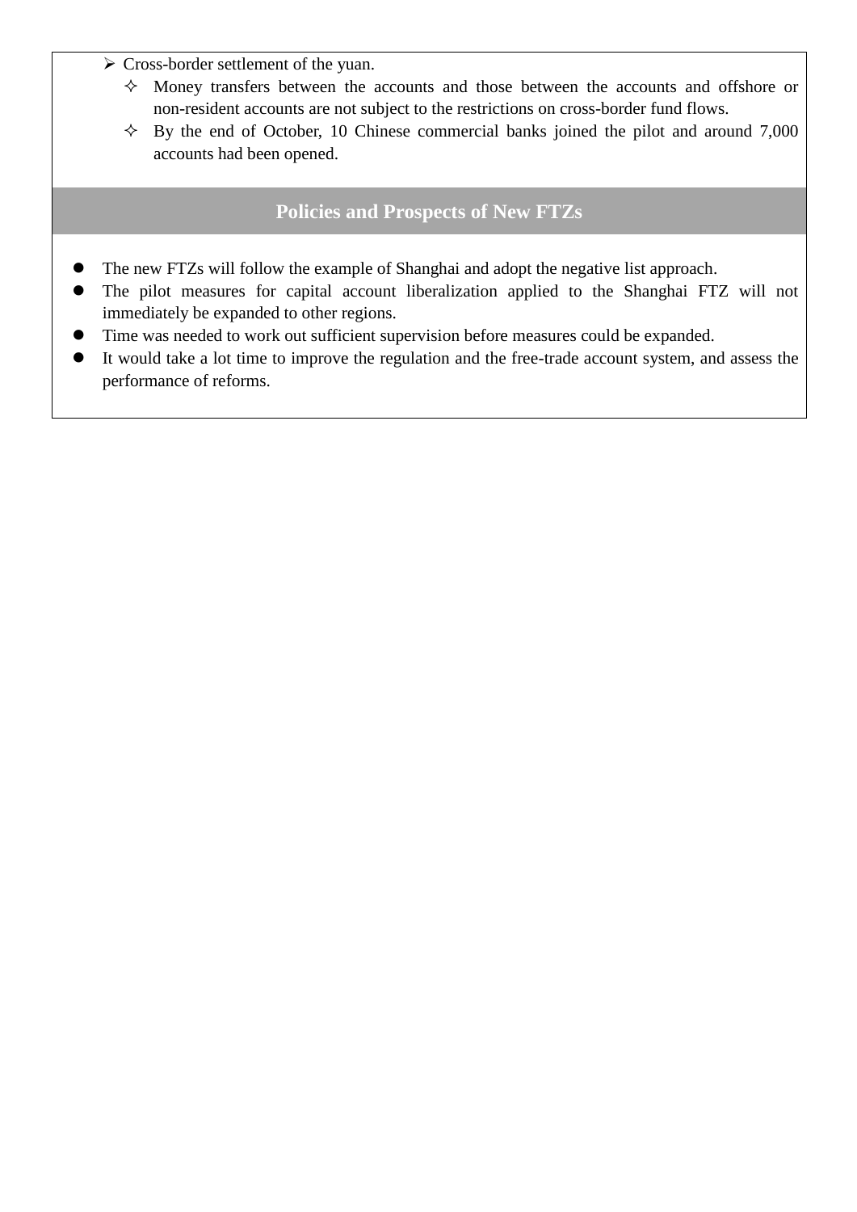- Cross-border settlement of the yuan.
  - Money transfers between the accounts and those between the accounts and offshore or non-resident accounts are not subject to the restrictions on cross-border fund flows.
  - By the end of October, 10 Chinese commercial banks joined the pilot and around 7,000 accounts had been opened.

## Policies and Prospects of New FTZs

- The new FTZs will follow the example of Shanghai and adopt the negative list approach.
- The pilot measures for capital account liberalization applied to the Shanghai FTZ will not immediately be expanded to other regions.
- Time was needed to work out sufficient supervision before measures could be expanded.
- It would take a lot time to improve the regulation and the free-trade account system, and assess the performance of reforms.